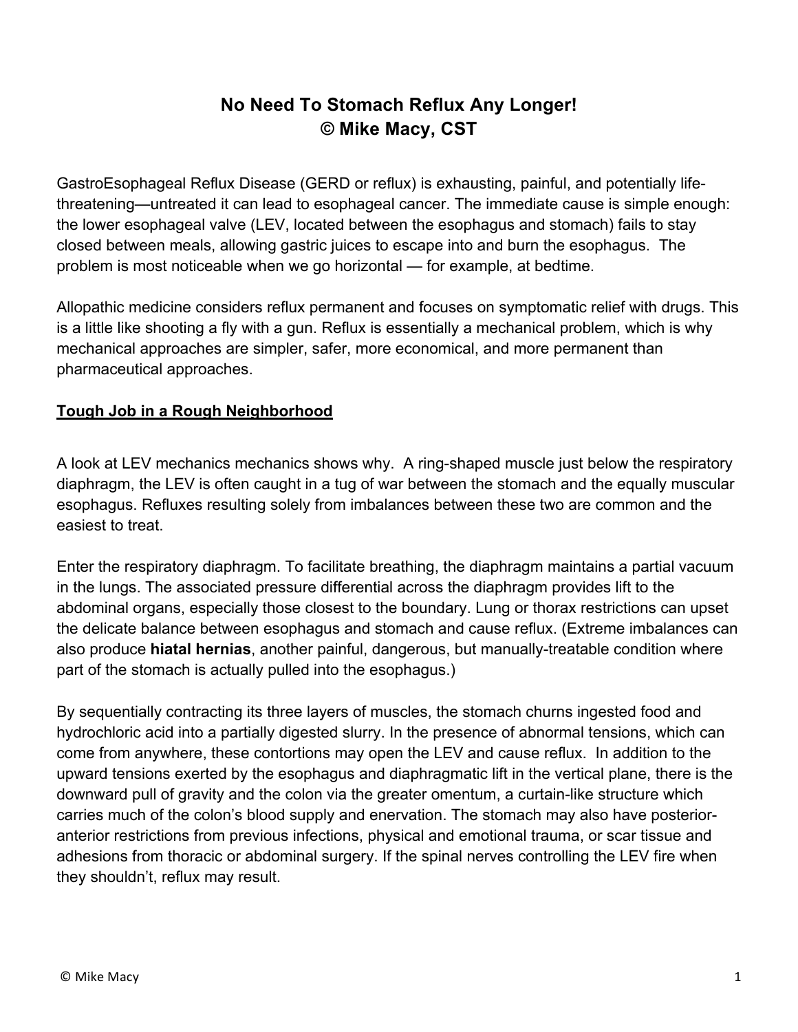# No Need To Stomach Reflux Any Longer!
# © Mike Macy, CST

GastroEsophageal Reflux Disease (GERD or reflux) is exhausting, painful, and potentially life-threatening—untreated it can lead to esophageal cancer. The immediate cause is simple enough: the lower esophageal valve (LEV, located between the esophagus and stomach) fails to stay closed between meals, allowing gastric juices to escape into and burn the esophagus. The problem is most noticeable when we go horizontal — for example, at bedtime.

Allopathic medicine considers reflux permanent and focuses on symptomatic relief with drugs. This is a little like shooting a fly with a gun. Reflux is essentially a mechanical problem, which is why mechanical approaches are simpler, safer, more economical, and more permanent than pharmaceutical approaches.

## Tough Job in a Rough Neighborhood

A look at LEV mechanics mechanics shows why. A ring-shaped muscle just below the respiratory diaphragm, the LEV is often caught in a tug of war between the stomach and the equally muscular esophagus. Refluxes resulting solely from imbalances between these two are common and the easiest to treat.

Enter the respiratory diaphragm. To facilitate breathing, the diaphragm maintains a partial vacuum in the lungs. The associated pressure differential across the diaphragm provides lift to the abdominal organs, especially those closest to the boundary. Lung or thorax restrictions can upset the delicate balance between esophagus and stomach and cause reflux. (Extreme imbalances can also produce **hiatal hernias**, another painful, dangerous, but manually-treatable condition where part of the stomach is actually pulled into the esophagus.)

By sequentially contracting its three layers of muscles, the stomach churns ingested food and hydrochloric acid into a partially digested slurry. In the presence of abnormal tensions, which can come from anywhere, these contortions may open the LEV and cause reflux. In addition to the upward tensions exerted by the esophagus and diaphragmatic lift in the vertical plane, there is the downward pull of gravity and the colon via the greater omentum, a curtain-like structure which carries much of the colon's blood supply and enervation. The stomach may also have posterior-anterior restrictions from previous infections, physical and emotional trauma, or scar tissue and adhesions from thoracic or abdominal surgery. If the spinal nerves controlling the LEV fire when they shouldn't, reflux may result.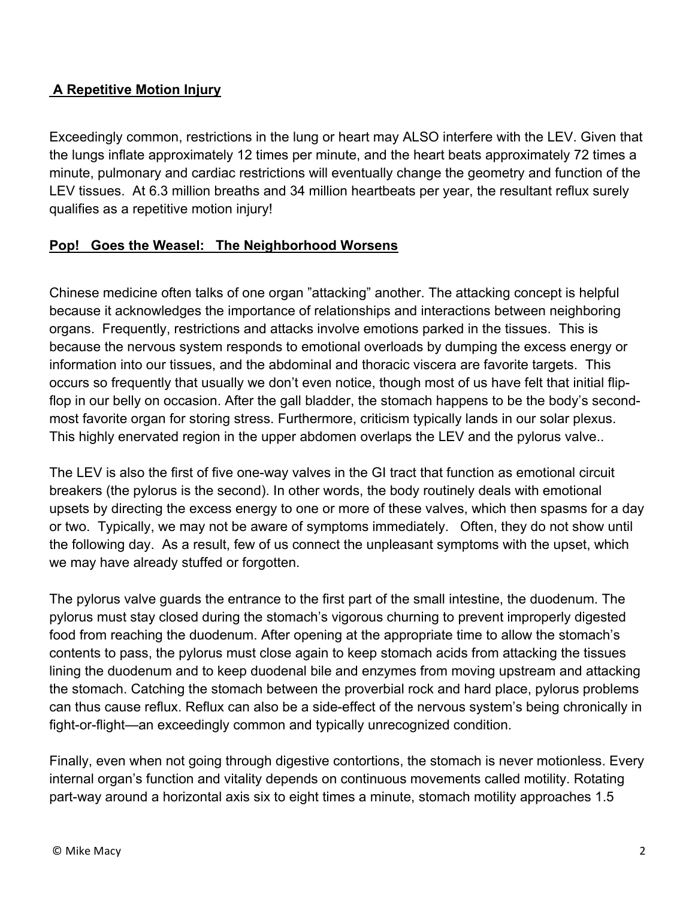**A Repetitive Motion Injury**

Exceedingly common, restrictions in the lung or heart may ALSO interfere with the LEV. Given that the lungs inflate approximately 12 times per minute, and the heart beats approximately 72 times a minute, pulmonary and cardiac restrictions will eventually change the geometry and function of the LEV tissues. At 6.3 million breaths and 34 million heartbeats per year, the resultant reflux surely qualifies as a repetitive motion injury!

**Pop! Goes the Weasel: The Neighborhood Worsens**

Chinese medicine often talks of one organ "attacking" another. The attacking concept is helpful because it acknowledges the importance of relationships and interactions between neighboring organs. Frequently, restrictions and attacks involve emotions parked in the tissues. This is because the nervous system responds to emotional overloads by dumping the excess energy or information into our tissues, and the abdominal and thoracic viscera are favorite targets. This occurs so frequently that usually we don't even notice, though most of us have felt that initial flip-flop in our belly on occasion. After the gall bladder, the stomach happens to be the body's second-most favorite organ for storing stress. Furthermore, criticism typically lands in our solar plexus. This highly enervated region in the upper abdomen overlaps the LEV and the pylorus valve..

The LEV is also the first of five one-way valves in the GI tract that function as emotional circuit breakers (the pylorus is the second). In other words, the body routinely deals with emotional upsets by directing the excess energy to one or more of these valves, which then spasms for a day or two. Typically, we may not be aware of symptoms immediately. Often, they do not show until the following day. As a result, few of us connect the unpleasant symptoms with the upset, which we may have already stuffed or forgotten.

The pylorus valve guards the entrance to the first part of the small intestine, the duodenum. The pylorus must stay closed during the stomach's vigorous churning to prevent improperly digested food from reaching the duodenum. After opening at the appropriate time to allow the stomach's contents to pass, the pylorus must close again to keep stomach acids from attacking the tissues lining the duodenum and to keep duodenal bile and enzymes from moving upstream and attacking the stomach. Catching the stomach between the proverbial rock and hard place, pylorus problems can thus cause reflux. Reflux can also be a side-effect of the nervous system's being chronically in fight-or-flight—an exceedingly common and typically unrecognized condition.

Finally, even when not going through digestive contortions, the stomach is never motionless. Every internal organ's function and vitality depends on continuous movements called motility. Rotating part-way around a horizontal axis six to eight times a minute, stomach motility approaches 1.5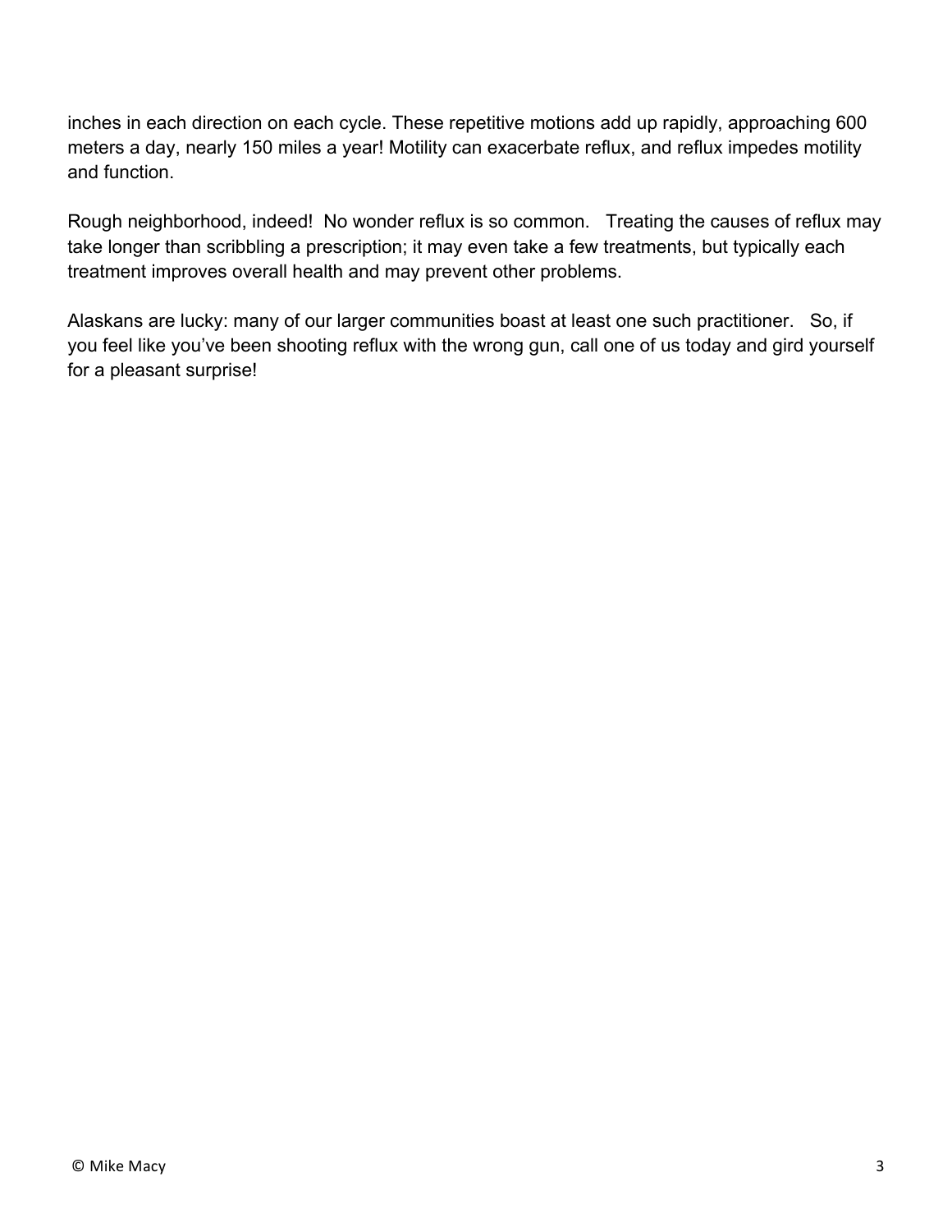inches in each direction on each cycle. These repetitive motions add up rapidly, approaching 600 meters a day, nearly 150 miles a year! Motility can exacerbate reflux, and reflux impedes motility and function.

Rough neighborhood, indeed! No wonder reflux is so common. Treating the causes of reflux may take longer than scribbling a prescription; it may even take a few treatments, but typically each treatment improves overall health and may prevent other problems.

Alaskans are lucky: many of our larger communities boast at least one such practitioner. So, if you feel like you've been shooting reflux with the wrong gun, call one of us today and gird yourself for a pleasant surprise!